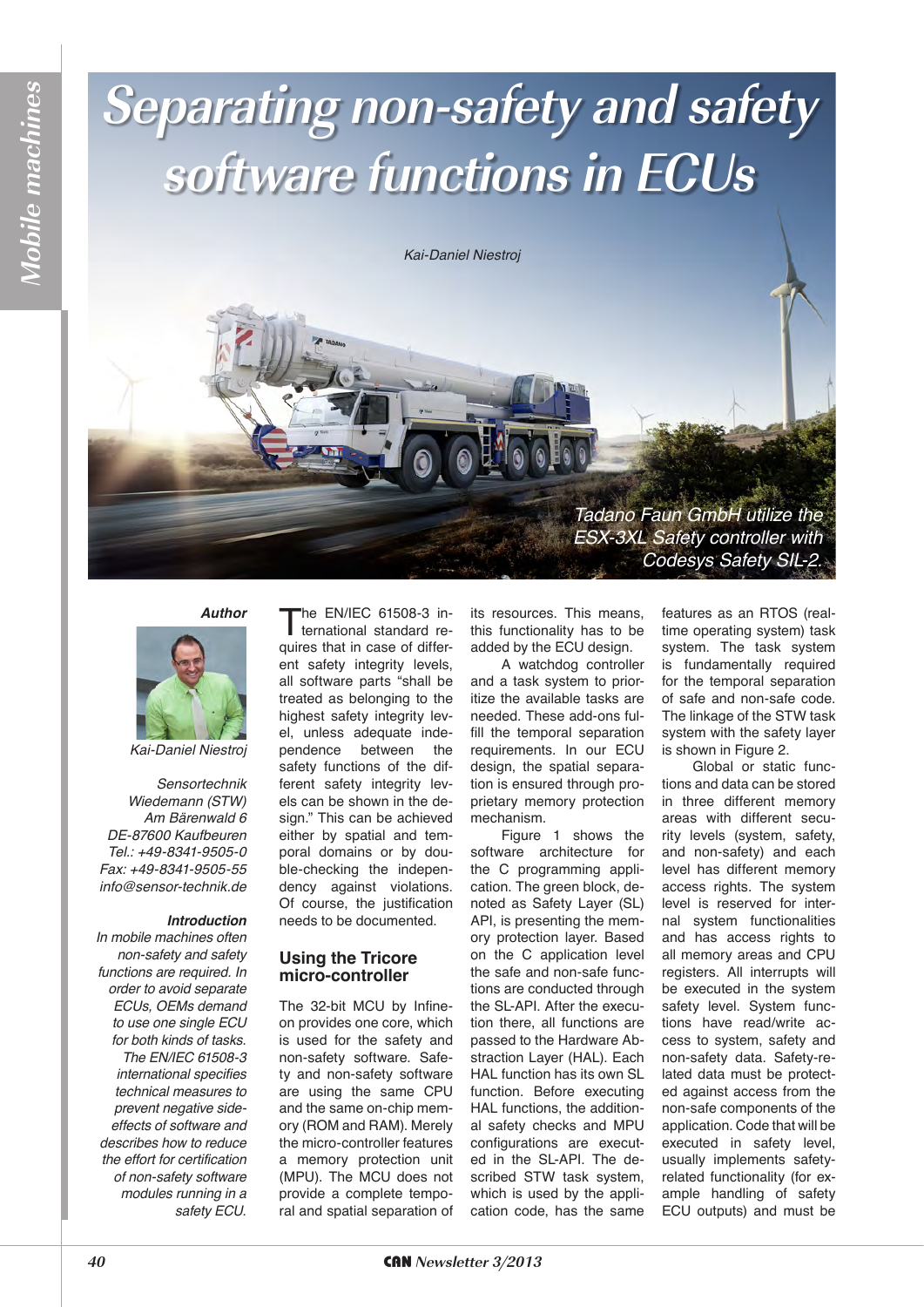# Separating non-safety and safety software functions in ECUs

*Kai-Daniel Niestroj*

*Tadano Faun GmbH utilize the ESX-3XL Safety controller with Codesys Safety SIL-2.*

**Author**

Kai-Daniel Niestroj

Sensortechnik Wiedemann (STW)
Am Bärenwald 6
DE-87600 Kaufbeuren
Tel.: +49-8341-9505-0
Fax: +49-8341-9505-55
info@sensor-technik.de

**Introduction**

*In mobile machines often non-safety and safety functions are required. In order to avoid separate ECUs, OEMs demand to use one single ECU for both kinds of tasks. The EN/IEC 61508-3 international specifies technical measures to prevent negative side-effects of software and describes how to reduce the effort for certification of non-safety software modules running in a safety ECU.*

The EN/IEC 61508-3 international standard requires that in case of different safety integrity levels, all software parts "shall be treated as belonging to the highest safety integrity level, unless adequate independence between the safety functions of the different safety integrity levels can be shown in the design." This can be achieved either by spatial and temporal domains or by double-checking the independency against violations. Of course, the justification needs to be documented.

## Using the Tricore micro-controller

The 32-bit MCU by Infineon provides one core, which is used for the safety and non-safety software. Safety and non-safety software are using the same CPU and the same on-chip memory (ROM and RAM). Merely the micro-controller features a memory protection unit (MPU). The MCU does not provide a complete temporal and spatial separation of its resources. This means, this functionality has to be added by the ECU design.

A watchdog controller and a task system to prioritize the available tasks are needed. These add-ons fulfill the temporal separation requirements. In our ECU design, the spatial separation is ensured through proprietary memory protection mechanism.

Figure 1 shows the software architecture for the C programming application. The green block, denoted as Safety Layer (SL) API, is presenting the memory protection layer. Based on the C application level the safe and non-safe functions are conducted through the SL-API. After the execution there, all functions are passed to the Hardware Abstraction Layer (HAL). Each HAL function has its own SL function. Before executing HAL functions, the additional safety checks and MPU configurations are executed in the SL-API. The described STW task system, which is used by the application code, has the same features as an RTOS (real-time operating system) task system. The task system is fundamentally required for the temporal separation of safe and non-safe code. The linkage of the STW task system with the safety layer is shown in Figure 2.

Global or static functions and data can be stored in three different memory areas with different security levels (system, safety, and non-safety) and each level has different memory access rights. The system level is reserved for internal system functionalities and has access rights to all memory areas and CPU registers. All interrupts will be executed in the system safety level. System functions have read/write access to system, safety and non-safety data. Safety-related data must be protected against access from the non-safe components of the application. Code that will be executed in safety level, usually implements safety-related functionality (for example handling of safety ECU outputs) and must be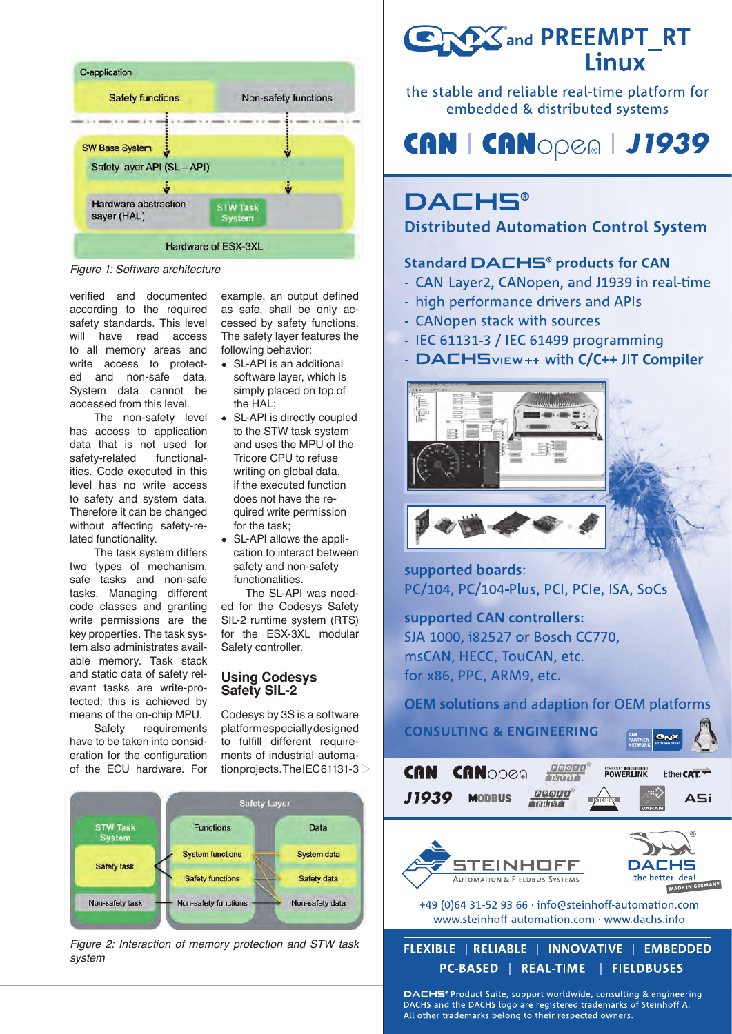Figure 1: Software architecture

verified and documented according to the required safety standards. This level will have read access to all memory areas and write access to protected and non-safe data. System data cannot be accessed from this level.

The non-safety level has access to application data that is not used for safety-related functionalities. Code executed in this level has no write access to safety and system data. Therefore it can be changed without affecting safety-related functionality.

The task system differs two types of mechanism, safe tasks and non-safe tasks. Managing different code classes and granting write permissions are the key properties. The task system also administrates available memory. Task stack and static data of safety relevant tasks are write-protected; this is achieved by means of the on-chip MPU.

Safety requirements have to be taken into consideration for the configuration of the ECU hardware. For example, an output defined as safe, shall be only accessed by safety functions. The safety layer features the following behavior:

- SL-API is an additional software layer, which is simply placed on top of the HAL;
- SL-API is directly coupled to the STW task system and uses the MPU of the Tricore CPU to refuse writing on global data, if the executed function does not have the required write permission for the task;
- SL-API allows the application to interact between safety and non-safety functionalities.

The SL-API was needed for the Codesys Safety SIL-2 runtime system (RTS) for the ESX-3XL modular Safety controller.

## Using Codesys Safety SIL-2

Codesys by 3S is a software platform especially designed to fulfill different requirements of industrial automation projects. The IEC 61131-3 ▷

Figure 2: Interaction of memory protection and STW task system

# QNX and PREEMPT_RT Linux

the stable and reliable real-time platform for embedded & distributed systems

CAN | CANopen | J1939

## DACHS®

### Distributed Automation Control System

**Standard DACHS® products for CAN**

- CAN Layer2, CANopen, and J1939 in real-time
- high performance drivers and APIs
- CANopen stack with sources
- IEC 61131-3 / IEC 61499 programming
- DACHSview++ with **C/C++ JIT Compiler**

**supported boards:**
PC/104, PC/104-Plus, PCI, PCIe, ISA, SoCs

**supported CAN controllers:**
SJA 1000, i82527 or Bosch CC770, msCAN, HECC, TouCAN, etc.
for x86, PPC, ARM9, etc.

**OEM solutions** and adaption for OEM platforms

**CONSULTING & ENGINEERING**

CAN CANopen PROFINET POWERLINK EtherCAT J1939 MODBUS PROFIBUS INTERBUS VARAN ASi

STEINHOFF Automation & Fieldbus-Systems

DACHS ...the better idea! MADE IN GERMANY

+49 (0)64 31-52 93 66 · info@steinhoff-automation.com
www.steinhoff-automation.com · www.dachs.info

**FLEXIBLE | RELIABLE | INNOVATIVE | EMBEDDED**
**PC-BASED | REAL-TIME | FIELDBUSES**

DACHS® Product Suite, support worldwide, consulting & engineering
DACHS and the DACHS logo are registered trademarks of Steinhoff A.
All other trademarks belong to their respected owners.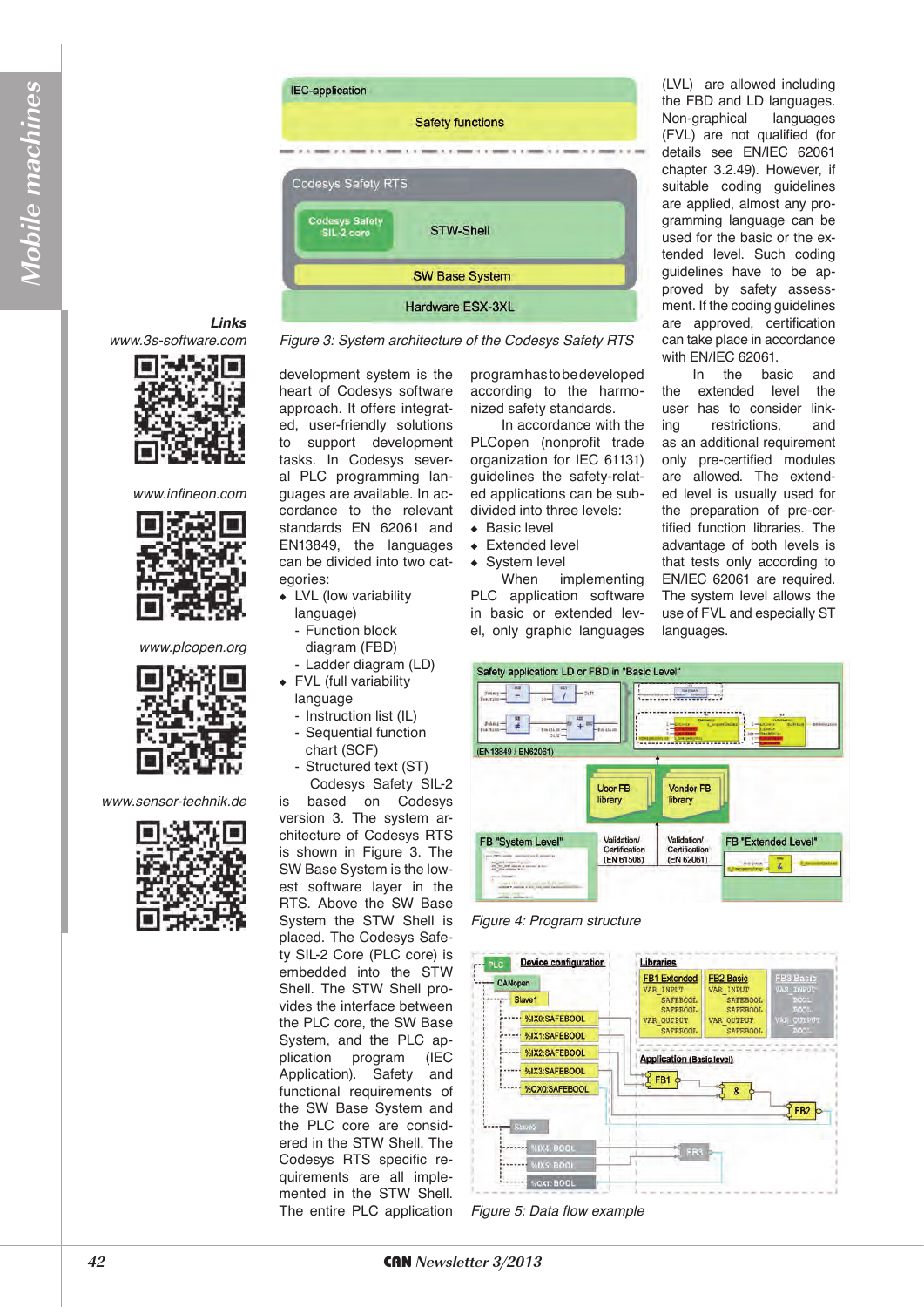Figure 3: System architecture of the Codesys Safety RTS

development system is the heart of Codesys software approach. It offers integrated, user-friendly solutions to support development tasks. In Codesys several PLC programming languages are available. In accordance to the relevant standards EN 62061 and EN13849, the languages can be divided into two categories:

- LVL (low variability language)
  - Function block diagram (FBD)
  - Ladder diagram (LD)
- FVL (full variability language
  - Instruction list (IL)
  - Sequential function chart (SCF)
  - Structured text (ST)

Codesys Safety SIL-2 is based on Codesys version 3. The system architecture of Codesys RTS is shown in Figure 3. The SW Base System is the lowest software layer in the RTS. Above the SW Base System the STW Shell is placed. The Codesys Safety SIL-2 Core (PLC core) is embedded into the STW Shell. The STW Shell provides the interface between the PLC core, the SW Base System, and the PLC application program (IEC Application). Safety and functional requirements of the SW Base System and the PLC core are considered in the STW Shell. The Codesys RTS specific requirements are all implemented in the STW Shell. The entire PLC application program has to be developed according to the harmonized safety standards.

In accordance with the PLCopen (nonprofit trade organization for IEC 61131) guidelines the safety-related applications can be subdivided into three levels:

- Basic level
- Extended level
- System level

When implementing PLC application software in basic or extended level, only graphic languages (LVL) are allowed including the FBD and LD languages. Non-graphical languages (FVL) are not qualified (for details see EN/IEC 62061 chapter 3.2.49). However, if suitable coding guidelines are applied, almost any programming language can be used for the basic or the extended level. Such coding guidelines have to be approved by safety assessment. If the coding guidelines are approved, certification can take place in accordance with EN/IEC 62061.

In the basic and the extended level the user has to consider linking restrictions, and as an additional requirement only pre-certified modules are allowed. The extended level is usually used for the preparation of pre-certified function libraries. The advantage of both levels is that tests only according to EN/IEC 62061 are required. The system level allows the use of FVL and especially ST languages.

Figure 4: Program structure

Figure 5: Data flow example

**Links**

www.3s-software.com

www.infineon.com

www.plcopen.org

www.sensor-technik.de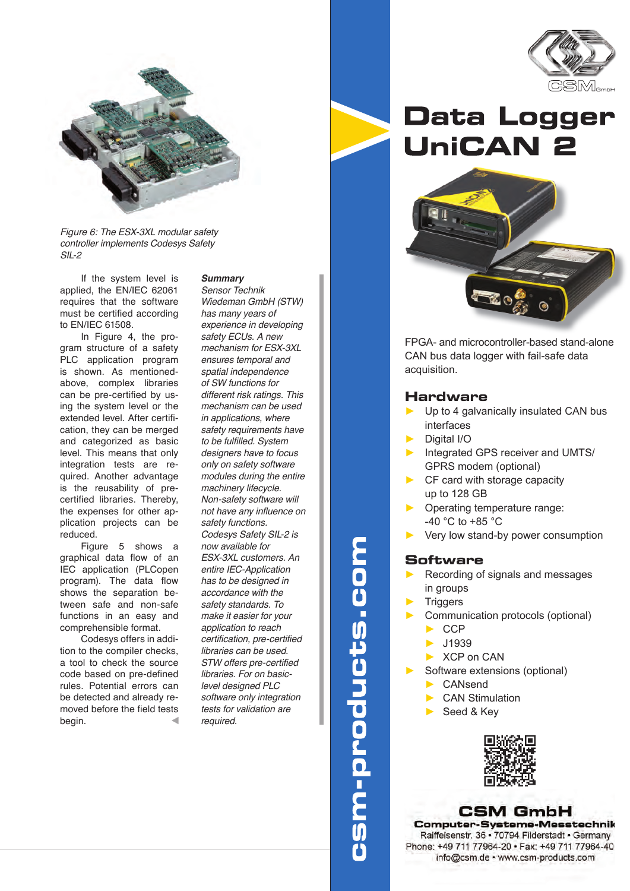*Figure 6: The ESX-3XL modular safety controller implements Codesys Safety SIL-2*

If the system level is applied, the EN/IEC 62061 requires that the software must be certified according to EN/IEC 61508.

In Figure 4, the program structure of a safety PLC application program is shown. As mentioned-above, complex libraries can be pre-certified by using the system level or the extended level. After certification, they can be merged and categorized as basic level. This means that only integration tests are required. Another advantage is the reusability of pre-certified libraries. Thereby, the expenses for other application projects can be reduced.

Figure 5 shows a graphical data flow of an IEC application (PLCopen program). The data flow shows the separation between safe and non-safe functions in an easy and comprehensible format.

Codesys offers in addition to the compiler checks, a tool to check the source code based on pre-defined rules. Potential errors can be detected and already removed before the field tests begin. ◄

***Summary***

*Sensor Technik Wiedeman GmbH (STW) has many years of experience in developing safety ECUs. A new mechanism for ESX-3XL ensures temporal and spatial independence of SW functions for different risk ratings. This mechanism can be used in applications, where safety requirements have to be fulfilled. System designers have to focus only on safety software modules during the entire machinery lifecycle. Non-safety software will not have any influence on safety functions. Codesys Safety SIL-2 is now available for ESX-3XL customers. An entire IEC-Application has to be designed in accordance with the safety standards. To make it easier for your application to reach certification, pre-certified libraries can be used. STW offers pre-certified libraries. For on basic-level designed PLC software only integration tests for validation are required.*

---

csm-products.com

CSM GmbH

# Data Logger UniCAN 2

FPGA- and microcontroller-based stand-alone CAN bus data logger with fail-safe data acquisition.

## Hardware

- Up to 4 galvanically insulated CAN bus interfaces
- Digital I/O
- Integrated GPS receiver and UMTS/GPRS modem (optional)
- CF card with storage capacity up to 128 GB
- Operating temperature range: -40 °C to +85 °C
- Very low stand-by power consumption

## Software

- Recording of signals and messages in groups
- Triggers
- Communication protocols (optional)
  - CCP
  - J1939
  - XCP on CAN
- Software extensions (optional)
  - CANsend
  - CAN Stimulation
  - Seed & Key

**CSM GmbH**
**Computer-Systeme-Messtechnik**
Raiffeisenstr. 36 • 70794 Filderstadt • Germany
Phone: +49 711 77964-20 • Fax: +49 711 77964-40
info@csm.de • www.csm-products.com